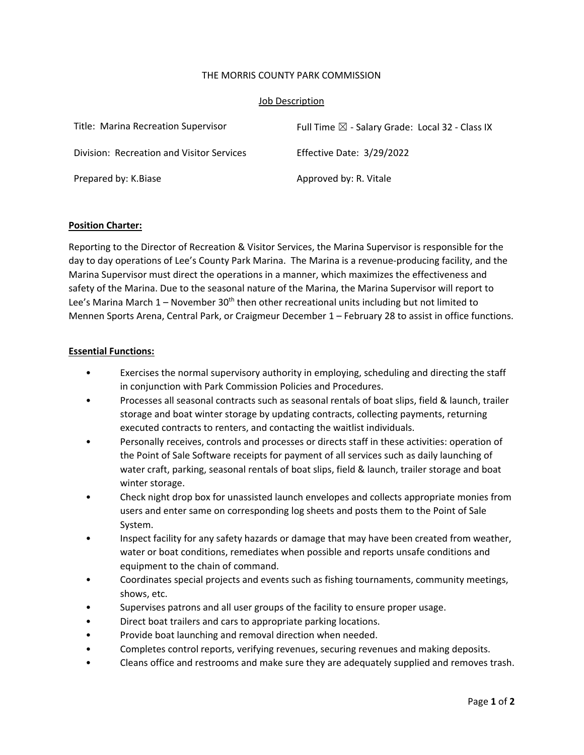THE MORRIS COUNTY PARK COMMISSION

Job Description

| | |
|---|---|
| Title: Marina Recreation Supervisor | Full Time ☒ - Salary Grade: Local 32 - Class IX |
| Division: Recreation and Visitor Services | Effective Date: 3/29/2022 |
| Prepared by: K.Biase | Approved by: R. Vitale |

## Position Charter:

Reporting to the Director of Recreation & Visitor Services, the Marina Supervisor is responsible for the day to day operations of Lee's County Park Marina. The Marina is a revenue-producing facility, and the Marina Supervisor must direct the operations in a manner, which maximizes the effectiveness and safety of the Marina. Due to the seasonal nature of the Marina, the Marina Supervisor will report to Lee's Marina March 1 – November 30th then other recreational units including but not limited to Mennen Sports Arena, Central Park, or Craigmeur December 1 – February 28 to assist in office functions.

## Essential Functions:

- Exercises the normal supervisory authority in employing, scheduling and directing the staff in conjunction with Park Commission Policies and Procedures.
- Processes all seasonal contracts such as seasonal rentals of boat slips, field & launch, trailer storage and boat winter storage by updating contracts, collecting payments, returning executed contracts to renters, and contacting the waitlist individuals.
- Personally receives, controls and processes or directs staff in these activities: operation of the Point of Sale Software receipts for payment of all services such as daily launching of water craft, parking, seasonal rentals of boat slips, field & launch, trailer storage and boat winter storage.
- Check night drop box for unassisted launch envelopes and collects appropriate monies from users and enter same on corresponding log sheets and posts them to the Point of Sale System.
- Inspect facility for any safety hazards or damage that may have been created from weather, water or boat conditions, remediates when possible and reports unsafe conditions and equipment to the chain of command.
- Coordinates special projects and events such as fishing tournaments, community meetings, shows, etc.
- Supervises patrons and all user groups of the facility to ensure proper usage.
- Direct boat trailers and cars to appropriate parking locations.
- Provide boat launching and removal direction when needed.
- Completes control reports, verifying revenues, securing revenues and making deposits.
- Cleans office and restrooms and make sure they are adequately supplied and removes trash.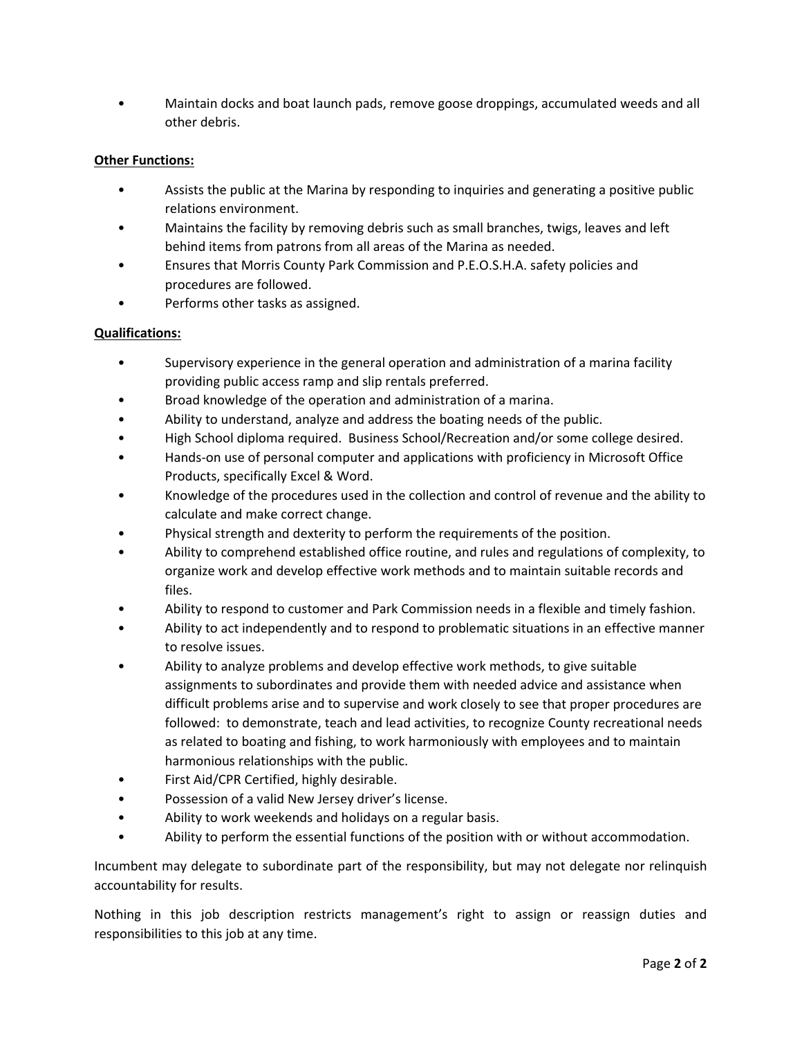- Maintain docks and boat launch pads, remove goose droppings, accumulated weeds and all other debris.

**Other Functions:**

- Assists the public at the Marina by responding to inquiries and generating a positive public relations environment.
- Maintains the facility by removing debris such as small branches, twigs, leaves and left behind items from patrons from all areas of the Marina as needed.
- Ensures that Morris County Park Commission and P.E.O.S.H.A. safety policies and procedures are followed.
- Performs other tasks as assigned.

**Qualifications:**

- Supervisory experience in the general operation and administration of a marina facility providing public access ramp and slip rentals preferred.
- Broad knowledge of the operation and administration of a marina.
- Ability to understand, analyze and address the boating needs of the public.
- High School diploma required. Business School/Recreation and/or some college desired.
- Hands-on use of personal computer and applications with proficiency in Microsoft Office Products, specifically Excel & Word.
- Knowledge of the procedures used in the collection and control of revenue and the ability to calculate and make correct change.
- Physical strength and dexterity to perform the requirements of the position.
- Ability to comprehend established office routine, and rules and regulations of complexity, to organize work and develop effective work methods and to maintain suitable records and files.
- Ability to respond to customer and Park Commission needs in a flexible and timely fashion.
- Ability to act independently and to respond to problematic situations in an effective manner to resolve issues.
- Ability to analyze problems and develop effective work methods, to give suitable assignments to subordinates and provide them with needed advice and assistance when difficult problems arise and to supervise and work closely to see that proper procedures are followed: to demonstrate, teach and lead activities, to recognize County recreational needs as related to boating and fishing, to work harmoniously with employees and to maintain harmonious relationships with the public.
- First Aid/CPR Certified, highly desirable.
- Possession of a valid New Jersey driver's license.
- Ability to work weekends and holidays on a regular basis.
- Ability to perform the essential functions of the position with or without accommodation.

Incumbent may delegate to subordinate part of the responsibility, but may not delegate nor relinquish accountability for results.

Nothing in this job description restricts management's right to assign or reassign duties and responsibilities to this job at any time.